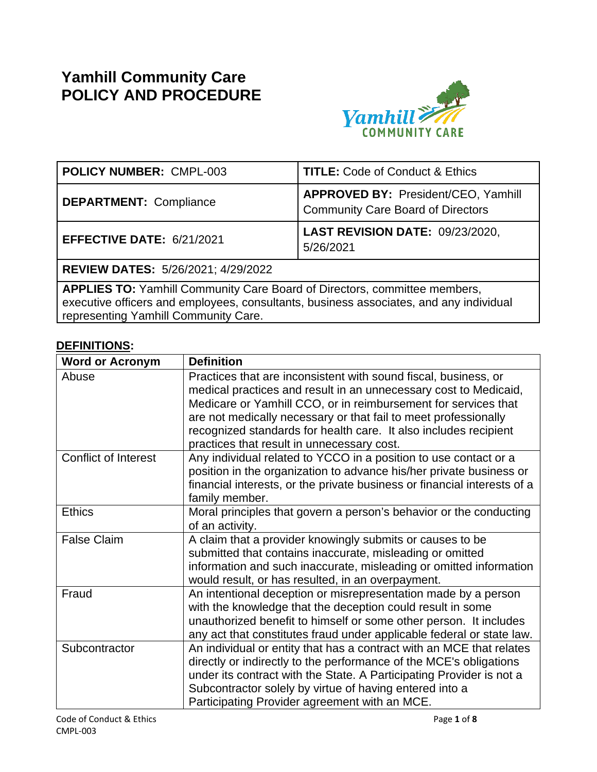# Yamhill Community Care
# POLICY AND PROCEDURE

| **POLICY NUMBER:** CMPL-003 | **TITLE:** Code of Conduct & Ethics |
|---|---|
| **DEPARTMENT:** Compliance | **APPROVED BY:** President/CEO, Yamhill Community Care Board of Directors |
| **EFFECTIVE DATE:** 6/21/2021 | **LAST REVISION DATE:** 09/23/2020, 5/26/2021 |
| **REVIEW DATES:** 5/26/2021; 4/29/2022 | |
| **APPLIES TO:** Yamhill Community Care Board of Directors, committee members, executive officers and employees, consultants, business associates, and any individual representing Yamhill Community Care. | |

## DEFINITIONS:

| Word or Acronym | Definition |
|---|---|
| Abuse | Practices that are inconsistent with sound fiscal, business, or medical practices and result in an unnecessary cost to Medicaid, Medicare or Yamhill CCO, or in reimbursement for services that are not medically necessary or that fail to meet professionally recognized standards for health care. It also includes recipient practices that result in unnecessary cost. |
| Conflict of Interest | Any individual related to YCCO in a position to use contact or a position in the organization to advance his/her private business or financial interests, or the private business or financial interests of a family member. |
| Ethics | Moral principles that govern a person's behavior or the conducting of an activity. |
| False Claim | A claim that a provider knowingly submits or causes to be submitted that contains inaccurate, misleading or omitted information and such inaccurate, misleading or omitted information would result, or has resulted, in an overpayment. |
| Fraud | An intentional deception or misrepresentation made by a person with the knowledge that the deception could result in some unauthorized benefit to himself or some other person. It includes any act that constitutes fraud under applicable federal or state law. |
| Subcontractor | An individual or entity that has a contract with an MCE that relates directly or indirectly to the performance of the MCE's obligations under its contract with the State. A Participating Provider is not a Subcontractor solely by virtue of having entered into a Participating Provider agreement with an MCE. |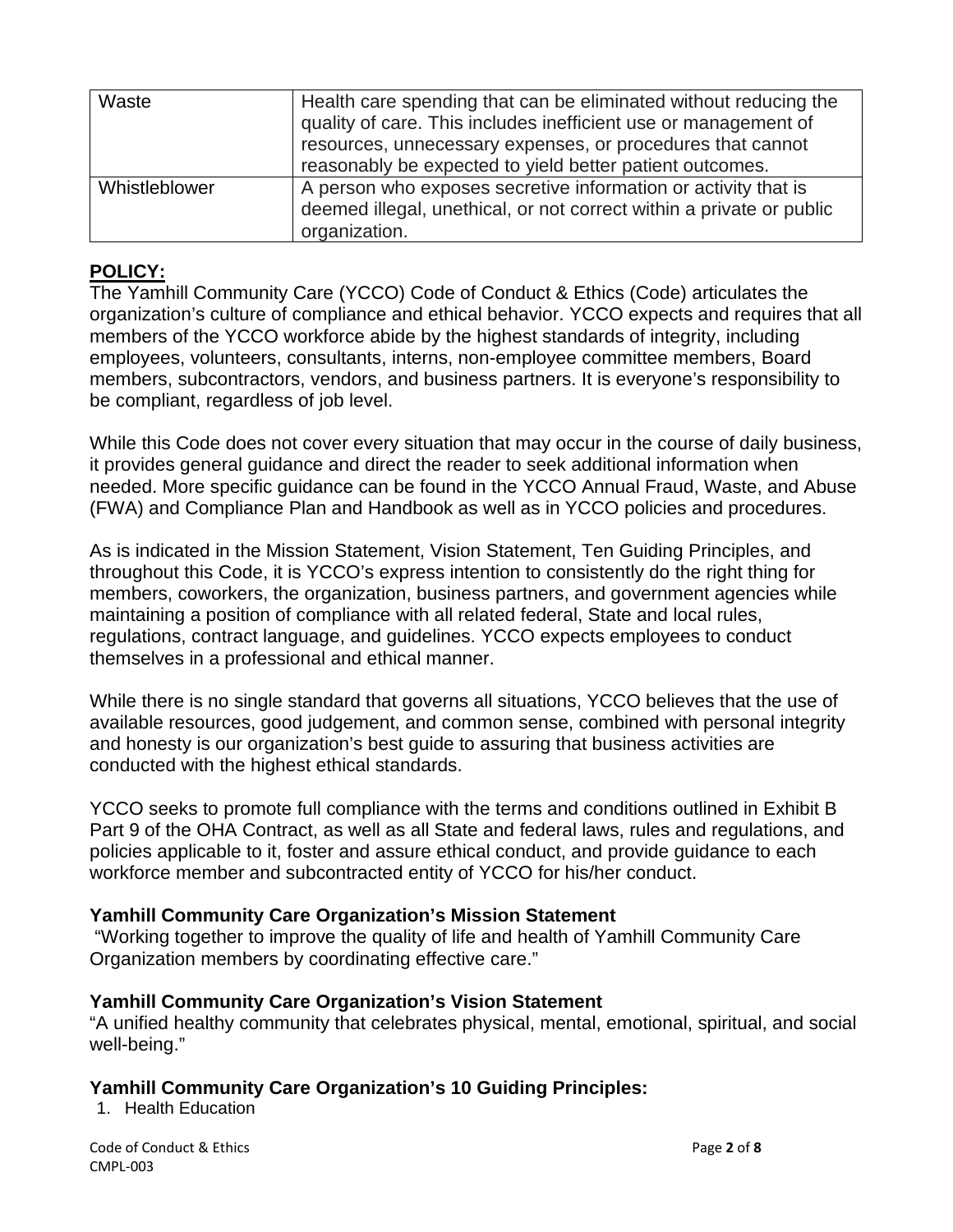| | |
|---|---|
| Waste | Health care spending that can be eliminated without reducing the quality of care. This includes inefficient use or management of resources, unnecessary expenses, or procedures that cannot reasonably be expected to yield better patient outcomes. |
| Whistleblower | A person who exposes secretive information or activity that is deemed illegal, unethical, or not correct within a private or public organization. |

## POLICY:

The Yamhill Community Care (YCCO) Code of Conduct & Ethics (Code) articulates the organization's culture of compliance and ethical behavior. YCCO expects and requires that all members of the YCCO workforce abide by the highest standards of integrity, including employees, volunteers, consultants, interns, non-employee committee members, Board members, subcontractors, vendors, and business partners. It is everyone's responsibility to be compliant, regardless of job level.

While this Code does not cover every situation that may occur in the course of daily business, it provides general guidance and direct the reader to seek additional information when needed. More specific guidance can be found in the YCCO Annual Fraud, Waste, and Abuse (FWA) and Compliance Plan and Handbook as well as in YCCO policies and procedures.

As is indicated in the Mission Statement, Vision Statement, Ten Guiding Principles, and throughout this Code, it is YCCO's express intention to consistently do the right thing for members, coworkers, the organization, business partners, and government agencies while maintaining a position of compliance with all related federal, State and local rules, regulations, contract language, and guidelines. YCCO expects employees to conduct themselves in a professional and ethical manner.

While there is no single standard that governs all situations, YCCO believes that the use of available resources, good judgement, and common sense, combined with personal integrity and honesty is our organization's best guide to assuring that business activities are conducted with the highest ethical standards.

YCCO seeks to promote full compliance with the terms and conditions outlined in Exhibit B Part 9 of the OHA Contract, as well as all State and federal laws, rules and regulations, and policies applicable to it, foster and assure ethical conduct, and provide guidance to each workforce member and subcontracted entity of YCCO for his/her conduct.

### Yamhill Community Care Organization's Mission Statement

"Working together to improve the quality of life and health of Yamhill Community Care Organization members by coordinating effective care."

### Yamhill Community Care Organization's Vision Statement

"A unified healthy community that celebrates physical, mental, emotional, spiritual, and social well-being."

### Yamhill Community Care Organization's 10 Guiding Principles:

1. Health Education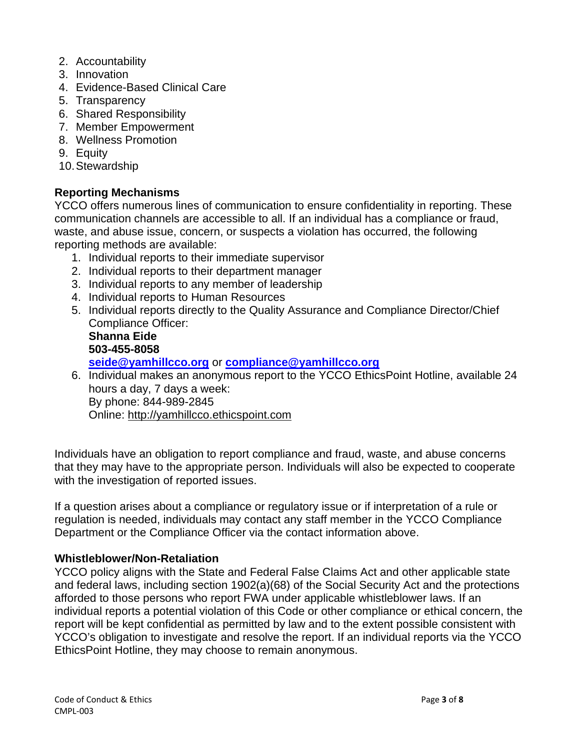2. Accountability
3. Innovation
4. Evidence-Based Clinical Care
5. Transparency
6. Shared Responsibility
7. Member Empowerment
8. Wellness Promotion
9. Equity
10. Stewardship

### Reporting Mechanisms

YCCO offers numerous lines of communication to ensure confidentiality in reporting. These communication channels are accessible to all. If an individual has a compliance or fraud, waste, and abuse issue, concern, or suspects a violation has occurred, the following reporting methods are available:

1. Individual reports to their immediate supervisor
2. Individual reports to their department manager
3. Individual reports to any member of leadership
4. Individual reports to Human Resources
5. Individual reports directly to the Quality Assurance and Compliance Director/Chief Compliance Officer:
   **Shanna Eide**
   **503-455-8058**
   **seide@yamhillcco.org** or **compliance@yamhillcco.org**
6. Individual makes an anonymous report to the YCCO EthicsPoint Hotline, available 24 hours a day, 7 days a week:
   By phone: 844-989-2845
   Online: http://yamhillcco.ethicspoint.com

Individuals have an obligation to report compliance and fraud, waste, and abuse concerns that they may have to the appropriate person. Individuals will also be expected to cooperate with the investigation of reported issues.

If a question arises about a compliance or regulatory issue or if interpretation of a rule or regulation is needed, individuals may contact any staff member in the YCCO Compliance Department or the Compliance Officer via the contact information above.

### Whistleblower/Non-Retaliation

YCCO policy aligns with the State and Federal False Claims Act and other applicable state and federal laws, including section 1902(a)(68) of the Social Security Act and the protections afforded to those persons who report FWA under applicable whistleblower laws. If an individual reports a potential violation of this Code or other compliance or ethical concern, the report will be kept confidential as permitted by law and to the extent possible consistent with YCCO's obligation to investigate and resolve the report. If an individual reports via the YCCO EthicsPoint Hotline, they may choose to remain anonymous.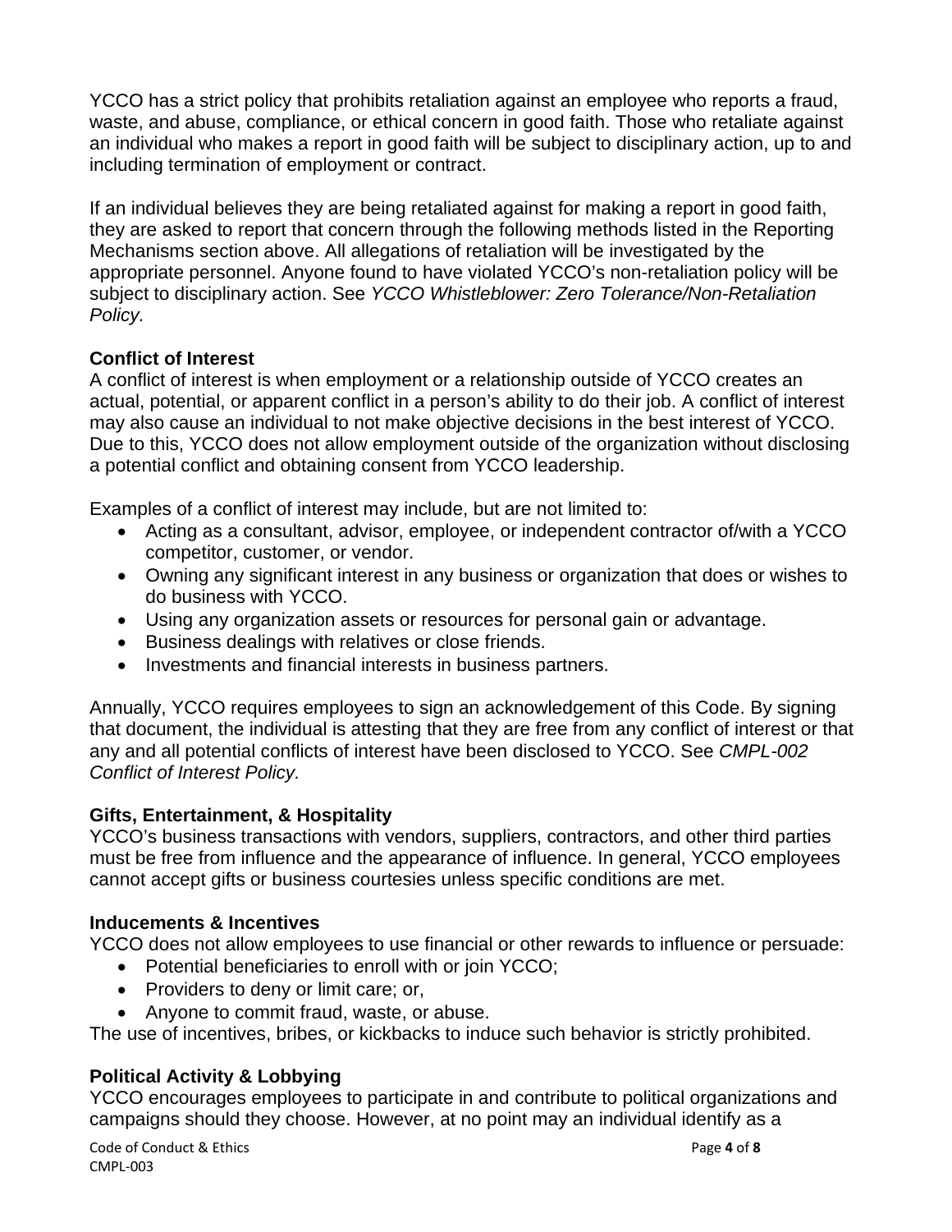YCCO has a strict policy that prohibits retaliation against an employee who reports a fraud, waste, and abuse, compliance, or ethical concern in good faith. Those who retaliate against an individual who makes a report in good faith will be subject to disciplinary action, up to and including termination of employment or contract.

If an individual believes they are being retaliated against for making a report in good faith, they are asked to report that concern through the following methods listed in the Reporting Mechanisms section above. All allegations of retaliation will be investigated by the appropriate personnel. Anyone found to have violated YCCO's non-retaliation policy will be subject to disciplinary action. See *YCCO Whistleblower: Zero Tolerance/Non-Retaliation Policy.*

### Conflict of Interest

A conflict of interest is when employment or a relationship outside of YCCO creates an actual, potential, or apparent conflict in a person's ability to do their job. A conflict of interest may also cause an individual to not make objective decisions in the best interest of YCCO. Due to this, YCCO does not allow employment outside of the organization without disclosing a potential conflict and obtaining consent from YCCO leadership.

Examples of a conflict of interest may include, but are not limited to:

- Acting as a consultant, advisor, employee, or independent contractor of/with a YCCO competitor, customer, or vendor.
- Owning any significant interest in any business or organization that does or wishes to do business with YCCO.
- Using any organization assets or resources for personal gain or advantage.
- Business dealings with relatives or close friends.
- Investments and financial interests in business partners.

Annually, YCCO requires employees to sign an acknowledgement of this Code. By signing that document, the individual is attesting that they are free from any conflict of interest or that any and all potential conflicts of interest have been disclosed to YCCO. See *CMPL-002 Conflict of Interest Policy.*

### Gifts, Entertainment, & Hospitality

YCCO's business transactions with vendors, suppliers, contractors, and other third parties must be free from influence and the appearance of influence. In general, YCCO employees cannot accept gifts or business courtesies unless specific conditions are met.

### Inducements & Incentives

YCCO does not allow employees to use financial or other rewards to influence or persuade:

- Potential beneficiaries to enroll with or join YCCO;
- Providers to deny or limit care; or,
- Anyone to commit fraud, waste, or abuse.

The use of incentives, bribes, or kickbacks to induce such behavior is strictly prohibited.

### Political Activity & Lobbying

YCCO encourages employees to participate in and contribute to political organizations and campaigns should they choose. However, at no point may an individual identify as a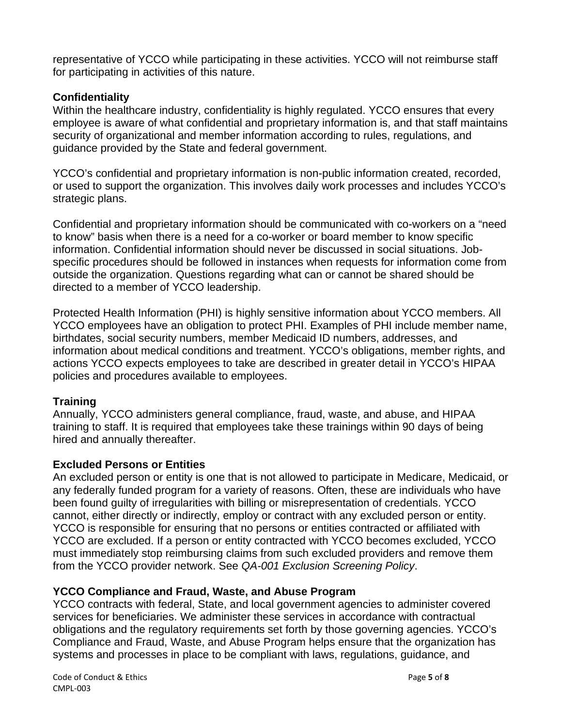representative of YCCO while participating in these activities. YCCO will not reimburse staff for participating in activities of this nature.

### Confidentiality

Within the healthcare industry, confidentiality is highly regulated. YCCO ensures that every employee is aware of what confidential and proprietary information is, and that staff maintains security of organizational and member information according to rules, regulations, and guidance provided by the State and federal government.

YCCO's confidential and proprietary information is non-public information created, recorded, or used to support the organization. This involves daily work processes and includes YCCO's strategic plans.

Confidential and proprietary information should be communicated with co-workers on a "need to know" basis when there is a need for a co-worker or board member to know specific information. Confidential information should never be discussed in social situations. Job-specific procedures should be followed in instances when requests for information come from outside the organization. Questions regarding what can or cannot be shared should be directed to a member of YCCO leadership.

Protected Health Information (PHI) is highly sensitive information about YCCO members. All YCCO employees have an obligation to protect PHI. Examples of PHI include member name, birthdates, social security numbers, member Medicaid ID numbers, addresses, and information about medical conditions and treatment. YCCO's obligations, member rights, and actions YCCO expects employees to take are described in greater detail in YCCO's HIPAA policies and procedures available to employees.

### Training

Annually, YCCO administers general compliance, fraud, waste, and abuse, and HIPAA training to staff. It is required that employees take these trainings within 90 days of being hired and annually thereafter.

### Excluded Persons or Entities

An excluded person or entity is one that is not allowed to participate in Medicare, Medicaid, or any federally funded program for a variety of reasons. Often, these are individuals who have been found guilty of irregularities with billing or misrepresentation of credentials. YCCO cannot, either directly or indirectly, employ or contract with any excluded person or entity. YCCO is responsible for ensuring that no persons or entities contracted or affiliated with YCCO are excluded. If a person or entity contracted with YCCO becomes excluded, YCCO must immediately stop reimbursing claims from such excluded providers and remove them from the YCCO provider network. See *QA-001 Exclusion Screening Policy*.

### YCCO Compliance and Fraud, Waste, and Abuse Program

YCCO contracts with federal, State, and local government agencies to administer covered services for beneficiaries. We administer these services in accordance with contractual obligations and the regulatory requirements set forth by those governing agencies. YCCO's Compliance and Fraud, Waste, and Abuse Program helps ensure that the organization has systems and processes in place to be compliant with laws, regulations, guidance, and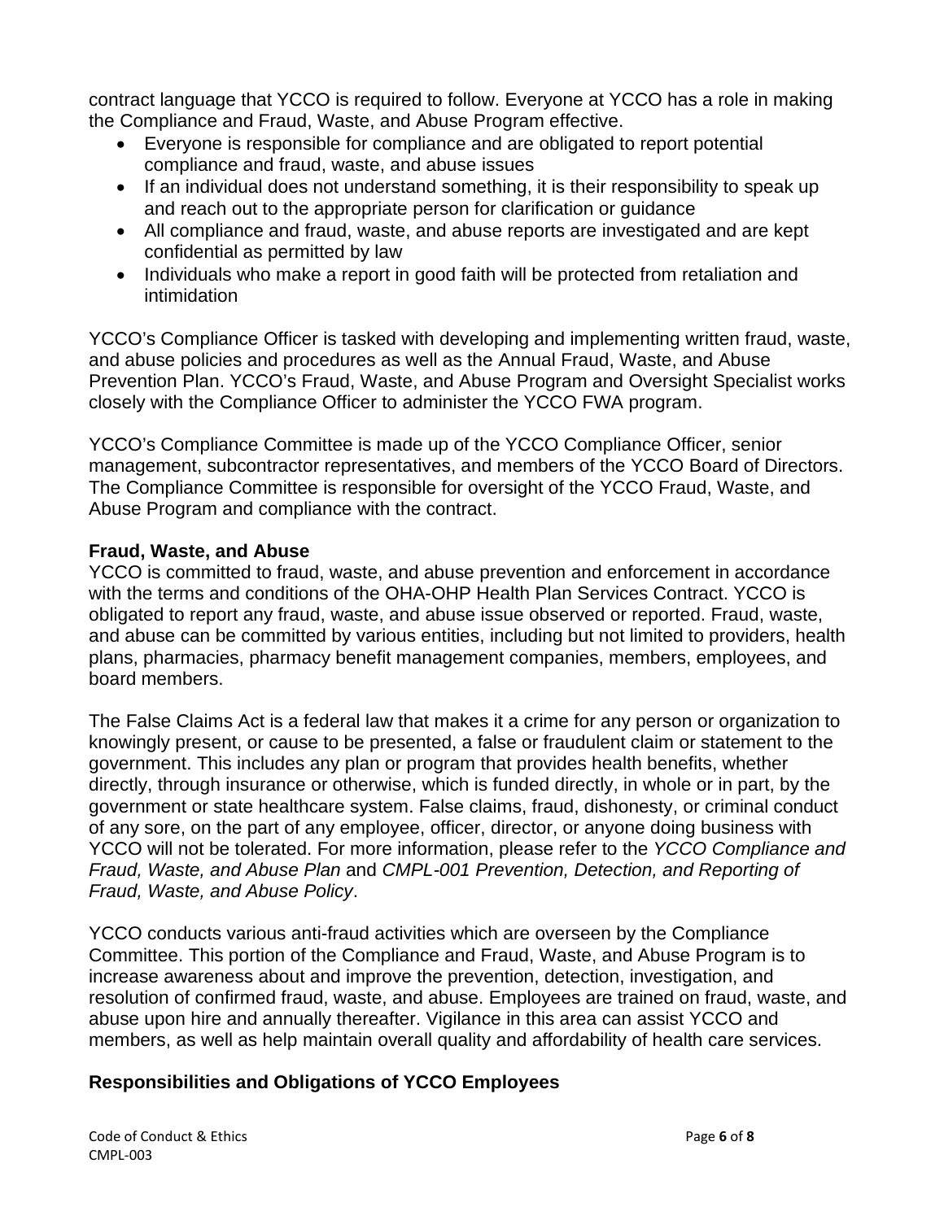contract language that YCCO is required to follow. Everyone at YCCO has a role in making the Compliance and Fraud, Waste, and Abuse Program effective.

- Everyone is responsible for compliance and are obligated to report potential compliance and fraud, waste, and abuse issues
- If an individual does not understand something, it is their responsibility to speak up and reach out to the appropriate person for clarification or guidance
- All compliance and fraud, waste, and abuse reports are investigated and are kept confidential as permitted by law
- Individuals who make a report in good faith will be protected from retaliation and intimidation

YCCO's Compliance Officer is tasked with developing and implementing written fraud, waste, and abuse policies and procedures as well as the Annual Fraud, Waste, and Abuse Prevention Plan. YCCO's Fraud, Waste, and Abuse Program and Oversight Specialist works closely with the Compliance Officer to administer the YCCO FWA program.

YCCO's Compliance Committee is made up of the YCCO Compliance Officer, senior management, subcontractor representatives, and members of the YCCO Board of Directors. The Compliance Committee is responsible for oversight of the YCCO Fraud, Waste, and Abuse Program and compliance with the contract.

**Fraud, Waste, and Abuse**

YCCO is committed to fraud, waste, and abuse prevention and enforcement in accordance with the terms and conditions of the OHA-OHP Health Plan Services Contract. YCCO is obligated to report any fraud, waste, and abuse issue observed or reported. Fraud, waste, and abuse can be committed by various entities, including but not limited to providers, health plans, pharmacies, pharmacy benefit management companies, members, employees, and board members.

The False Claims Act is a federal law that makes it a crime for any person or organization to knowingly present, or cause to be presented, a false or fraudulent claim or statement to the government. This includes any plan or program that provides health benefits, whether directly, through insurance or otherwise, which is funded directly, in whole or in part, by the government or state healthcare system. False claims, fraud, dishonesty, or criminal conduct of any sore, on the part of any employee, officer, director, or anyone doing business with YCCO will not be tolerated. For more information, please refer to the *YCCO Compliance and Fraud, Waste, and Abuse Plan* and *CMPL-001 Prevention, Detection, and Reporting of Fraud, Waste, and Abuse Policy*.

YCCO conducts various anti-fraud activities which are overseen by the Compliance Committee. This portion of the Compliance and Fraud, Waste, and Abuse Program is to increase awareness about and improve the prevention, detection, investigation, and resolution of confirmed fraud, waste, and abuse. Employees are trained on fraud, waste, and abuse upon hire and annually thereafter. Vigilance in this area can assist YCCO and members, as well as help maintain overall quality and affordability of health care services.

## Responsibilities and Obligations of YCCO Employees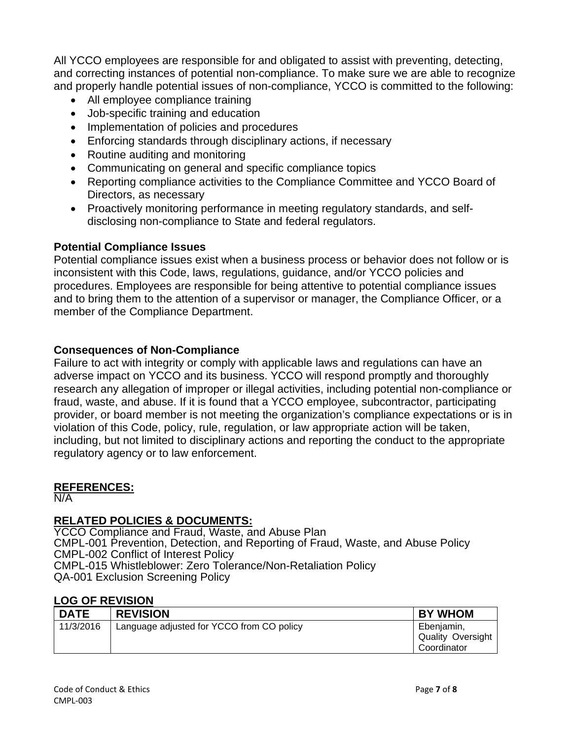All YCCO employees are responsible for and obligated to assist with preventing, detecting, and correcting instances of potential non-compliance. To make sure we are able to recognize and properly handle potential issues of non-compliance, YCCO is committed to the following:

- All employee compliance training
- Job-specific training and education
- Implementation of policies and procedures
- Enforcing standards through disciplinary actions, if necessary
- Routine auditing and monitoring
- Communicating on general and specific compliance topics
- Reporting compliance activities to the Compliance Committee and YCCO Board of Directors, as necessary
- Proactively monitoring performance in meeting regulatory standards, and self-disclosing non-compliance to State and federal regulators.

**Potential Compliance Issues**

Potential compliance issues exist when a business process or behavior does not follow or is inconsistent with this Code, laws, regulations, guidance, and/or YCCO policies and procedures. Employees are responsible for being attentive to potential compliance issues and to bring them to the attention of a supervisor or manager, the Compliance Officer, or a member of the Compliance Department.

**Consequences of Non-Compliance**

Failure to act with integrity or comply with applicable laws and regulations can have an adverse impact on YCCO and its business. YCCO will respond promptly and thoroughly research any allegation of improper or illegal activities, including potential non-compliance or fraud, waste, and abuse. If it is found that a YCCO employee, subcontractor, participating provider, or board member is not meeting the organization's compliance expectations or is in violation of this Code, policy, rule, regulation, or law appropriate action will be taken, including, but not limited to disciplinary actions and reporting the conduct to the appropriate regulatory agency or to law enforcement.

## REFERENCES:

N/A

## RELATED POLICIES & DOCUMENTS:

YCCO Compliance and Fraud, Waste, and Abuse Plan
CMPL-001 Prevention, Detection, and Reporting of Fraud, Waste, and Abuse Policy
CMPL-002 Conflict of Interest Policy
CMPL-015 Whistleblower: Zero Tolerance/Non-Retaliation Policy
QA-001 Exclusion Screening Policy

## LOG OF REVISION

| DATE | REVISION | BY WHOM |
|---|---|---|
| 11/3/2016 | Language adjusted for YCCO from CO policy | Ebenjamin, Quality Oversight Coordinator |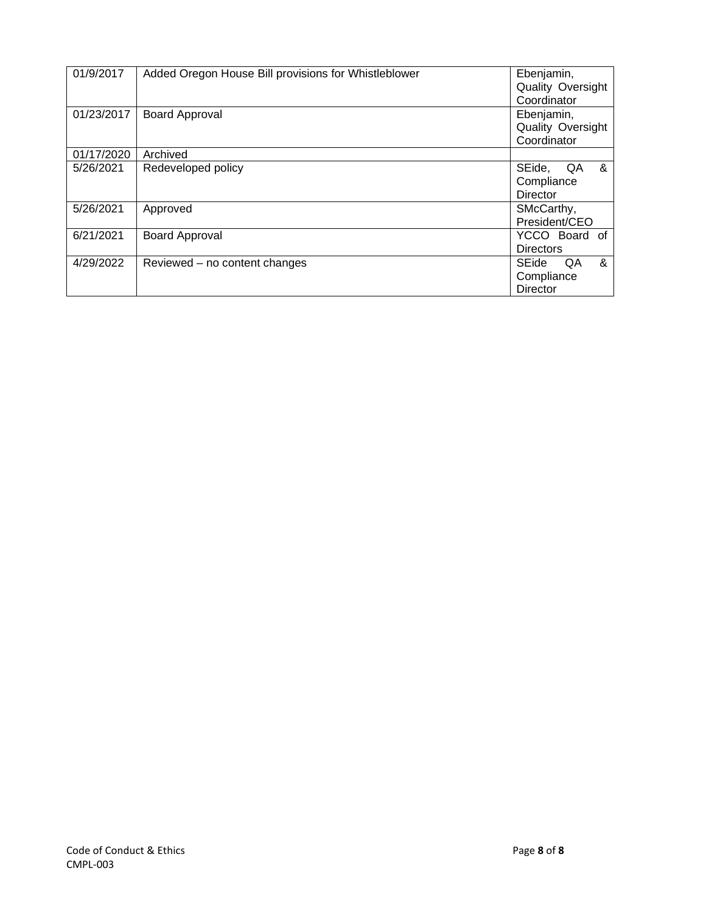| | | |
|---|---|---|
| 01/9/2017 | Added Oregon House Bill provisions for Whistleblower | Ebenjamin, Quality Oversight Coordinator |
| 01/23/2017 | Board Approval | Ebenjamin, Quality Oversight Coordinator |
| 01/17/2020 | Archived | |
| 5/26/2021 | Redeveloped policy | SEide, QA & Compliance Director |
| 5/26/2021 | Approved | SMcCarthy, President/CEO |
| 6/21/2021 | Board Approval | YCCO Board of Directors |
| 4/29/2022 | Reviewed – no content changes | SEide QA & Compliance Director |